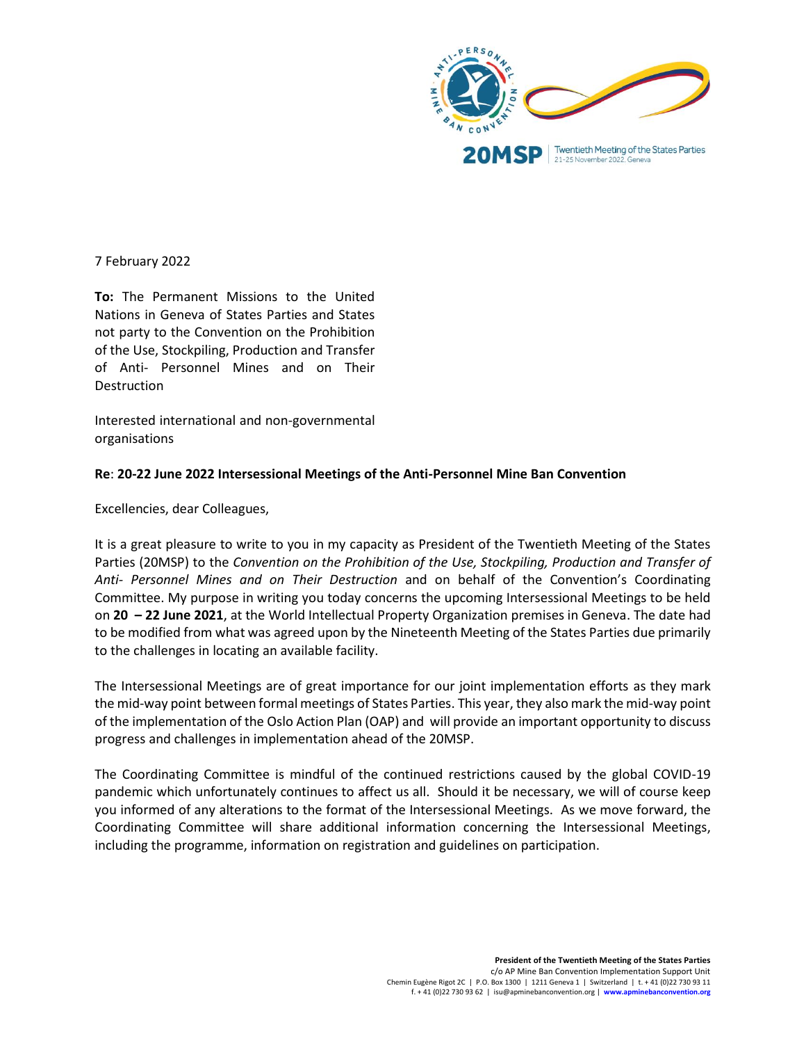20MSP | Twentieth Meeting of the States Parties
21-25 November 2022, Geneva

7 February 2022

**To:** The Permanent Missions to the United Nations in Geneva of States Parties and States not party to the Convention on the Prohibition of the Use, Stockpiling, Production and Transfer of Anti- Personnel Mines and on Their Destruction

Interested international and non-governmental organisations

**Re**: **20-22 June 2022 Intersessional Meetings of the Anti-Personnel Mine Ban Convention**

Excellencies, dear Colleagues,

It is a great pleasure to write to you in my capacity as President of the Twentieth Meeting of the States Parties (20MSP) to the *Convention on the Prohibition of the Use, Stockpiling, Production and Transfer of Anti- Personnel Mines and on Their Destruction* and on behalf of the Convention's Coordinating Committee. My purpose in writing you today concerns the upcoming Intersessional Meetings to be held on **20 – 22 June 2021**, at the World Intellectual Property Organization premises in Geneva. The date had to be modified from what was agreed upon by the Nineteenth Meeting of the States Parties due primarily to the challenges in locating an available facility.

The Intersessional Meetings are of great importance for our joint implementation efforts as they mark the mid-way point between formal meetings of States Parties. This year, they also mark the mid-way point of the implementation of the Oslo Action Plan (OAP) and will provide an important opportunity to discuss progress and challenges in implementation ahead of the 20MSP.

The Coordinating Committee is mindful of the continued restrictions caused by the global COVID-19 pandemic which unfortunately continues to affect us all. Should it be necessary, we will of course keep you informed of any alterations to the format of the Intersessional Meetings. As we move forward, the Coordinating Committee will share additional information concerning the Intersessional Meetings, including the programme, information on registration and guidelines on participation.

**President of the Twentieth Meeting of the States Parties**
c/o AP Mine Ban Convention Implementation Support Unit
Chemin Eugène Rigot 2C | P.O. Box 1300 | 1211 Geneva 1 | Switzerland | t. + 41 (0)22 730 93 11
f. + 41 (0)22 730 93 62 | isu@apminebanconvention.org | **www.apminebanconvention.org**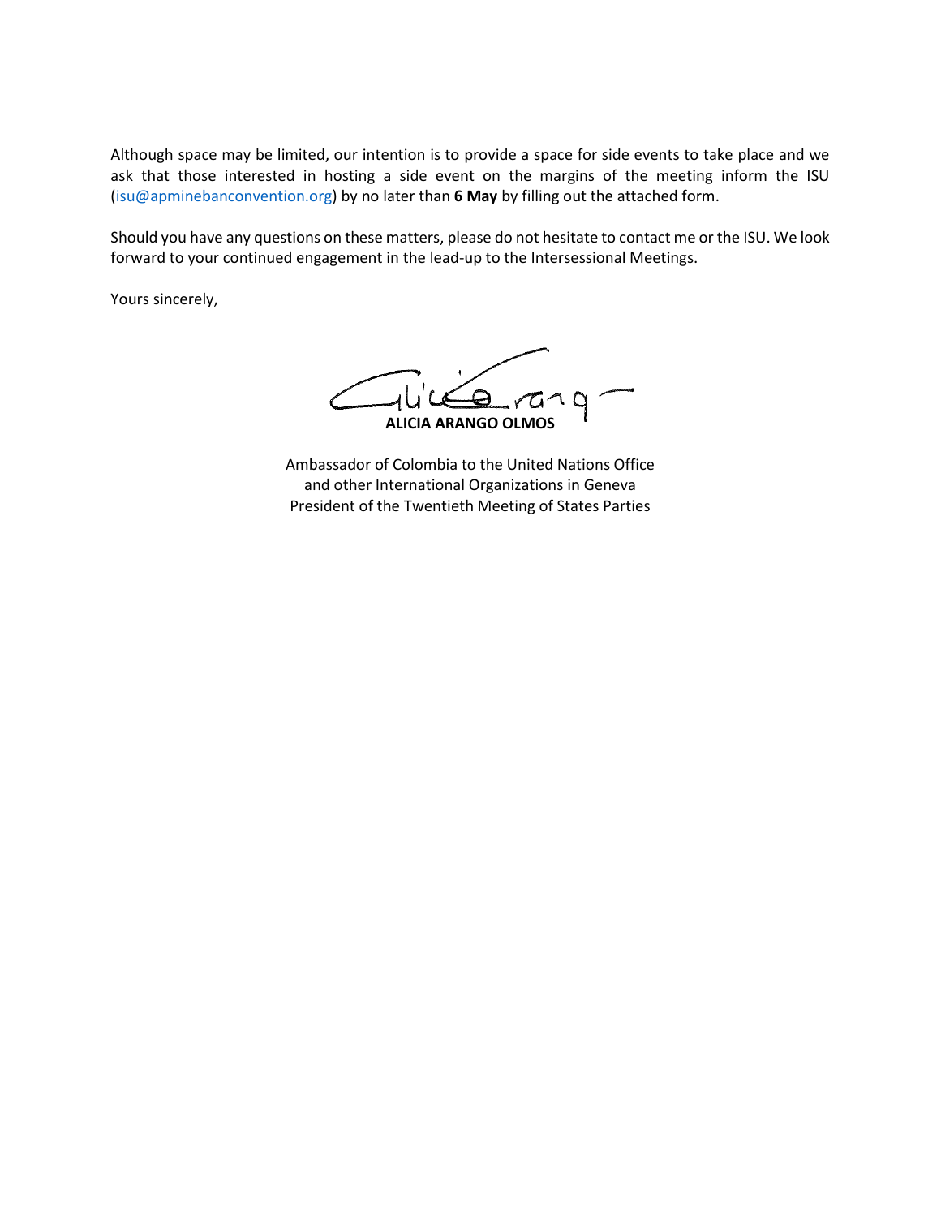Although space may be limited, our intention is to provide a space for side events to take place and we ask that those interested in hosting a side event on the margins of the meeting inform the ISU (isu@apminebanconvention.org) by no later than **6 May** by filling out the attached form.

Should you have any questions on these matters, please do not hesitate to contact me or the ISU. We look forward to your continued engagement in the lead-up to the Intersessional Meetings.

Yours sincerely,

**ALICIA ARANGO OLMOS**

Ambassador of Colombia to the United Nations Office
and other International Organizations in Geneva
President of the Twentieth Meeting of States Parties